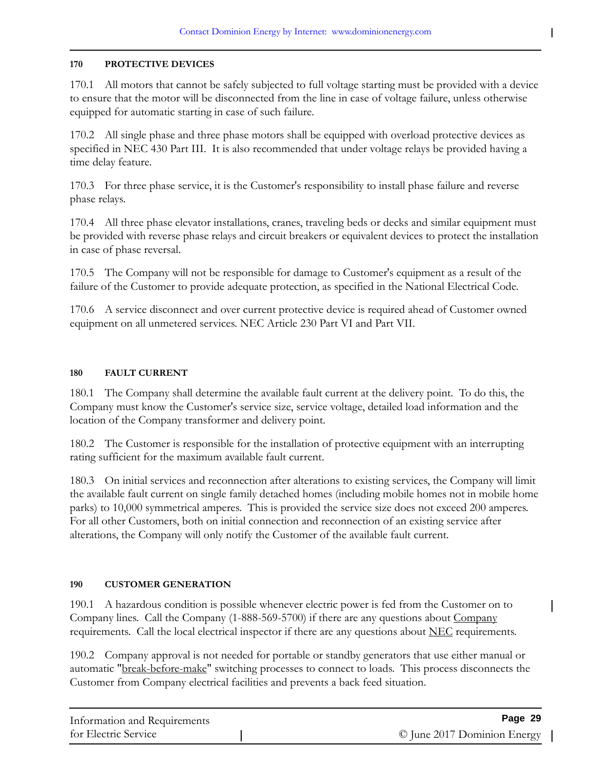## 170 PROTECTIVE DEVICES

170.1 All motors that cannot be safely subjected to full voltage starting must be provided with a device to ensure that the motor will be disconnected from the line in case of voltage failure, unless otherwise equipped for automatic starting in case of such failure.

170.2 All single phase and three phase motors shall be equipped with overload protective devices as specified in NEC 430 Part III. It is also recommended that under voltage relays be provided having a time delay feature.

170.3 For three phase service, it is the Customer's responsibility to install phase failure and reverse phase relays.

170.4 All three phase elevator installations, cranes, traveling beds or decks and similar equipment must be provided with reverse phase relays and circuit breakers or equivalent devices to protect the installation in case of phase reversal.

170.5 The Company will not be responsible for damage to Customer's equipment as a result of the failure of the Customer to provide adequate protection, as specified in the National Electrical Code.

170.6 A service disconnect and over current protective device is required ahead of Customer owned equipment on all unmetered services. NEC Article 230 Part VI and Part VII.

## 180 FAULT CURRENT

180.1 The Company shall determine the available fault current at the delivery point. To do this, the Company must know the Customer's service size, service voltage, detailed load information and the location of the Company transformer and delivery point.

180.2 The Customer is responsible for the installation of protective equipment with an interrupting rating sufficient for the maximum available fault current.

180.3 On initial services and reconnection after alterations to existing services, the Company will limit the available fault current on single family detached homes (including mobile homes not in mobile home parks) to 10,000 symmetrical amperes. This is provided the service size does not exceed 200 amperes. For all other Customers, both on initial connection and reconnection of an existing service after alterations, the Company will only notify the Customer of the available fault current.

## 190 CUSTOMER GENERATION

190.1 A hazardous condition is possible whenever electric power is fed from the Customer on to Company lines. Call the Company (1-888-569-5700) if there are any questions about Company requirements. Call the local electrical inspector if there are any questions about NEC requirements.

190.2 Company approval is not needed for portable or standby generators that use either manual or automatic "break-before-make" switching processes to connect to loads. This process disconnects the Customer from Company electrical facilities and prevents a back feed situation.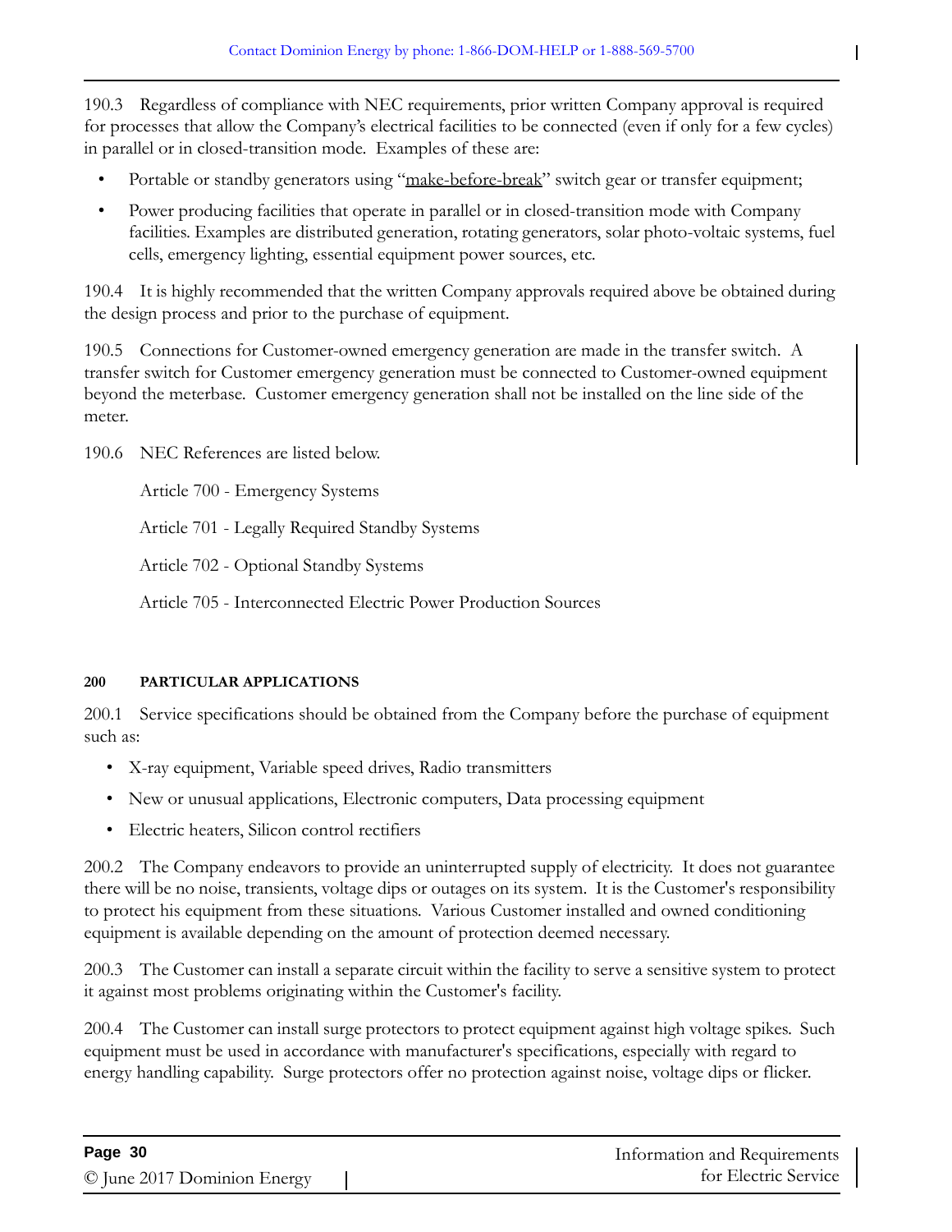190.3 Regardless of compliance with NEC requirements, prior written Company approval is required for processes that allow the Company's electrical facilities to be connected (even if only for a few cycles) in parallel or in closed-transition mode. Examples of these are:

- Portable or standby generators using "make-before-break" switch gear or transfer equipment;
- Power producing facilities that operate in parallel or in closed-transition mode with Company facilities. Examples are distributed generation, rotating generators, solar photo-voltaic systems, fuel cells, emergency lighting, essential equipment power sources, etc.

190.4 It is highly recommended that the written Company approvals required above be obtained during the design process and prior to the purchase of equipment.

190.5 Connections for Customer-owned emergency generation are made in the transfer switch. A transfer switch for Customer emergency generation must be connected to Customer-owned equipment beyond the meterbase. Customer emergency generation shall not be installed on the line side of the meter.

190.6 NEC References are listed below.

Article 700 - Emergency Systems

Article 701 - Legally Required Standby Systems

Article 702 - Optional Standby Systems

Article 705 - Interconnected Electric Power Production Sources

## 200 PARTICULAR APPLICATIONS

200.1 Service specifications should be obtained from the Company before the purchase of equipment such as:

- X-ray equipment, Variable speed drives, Radio transmitters
- New or unusual applications, Electronic computers, Data processing equipment
- Electric heaters, Silicon control rectifiers

200.2 The Company endeavors to provide an uninterrupted supply of electricity. It does not guarantee there will be no noise, transients, voltage dips or outages on its system. It is the Customer's responsibility to protect his equipment from these situations. Various Customer installed and owned conditioning equipment is available depending on the amount of protection deemed necessary.

200.3 The Customer can install a separate circuit within the facility to serve a sensitive system to protect it against most problems originating within the Customer's facility.

200.4 The Customer can install surge protectors to protect equipment against high voltage spikes. Such equipment must be used in accordance with manufacturer's specifications, especially with regard to energy handling capability. Surge protectors offer no protection against noise, voltage dips or flicker.